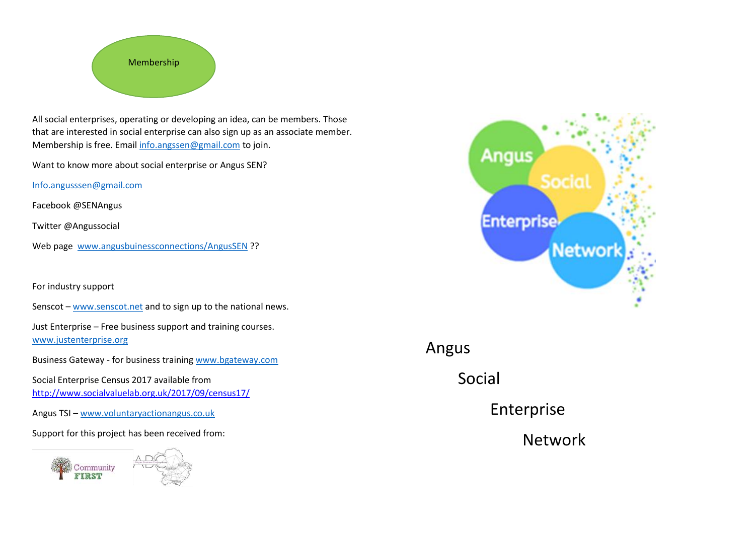## Membership

All social enterprises, operating or developing an idea, can be members. Those that are interested in social enterprise can also sign up as an associate member. Membership is free. Email info.angssen@gmail.com to join.

Want to know more about social enterprise or Angus SEN?

Info.angusssen@gmail.com

Facebook @SENAngus

Twitter @Angussocial

Web page www.angusbuinessconnections/AngusSEN ??

For industry support

Senscot – www.senscot.net and to sign up to the national news.

Just Enterprise – Free business support and training courses. www.justenterprise.org

Business Gateway - for business training www.bgateway.com

Social Enterprise Census 2017 available from http://www.socialvaluelab.org.uk/2017/09/census17/

Angus TSI – www.voluntaryactionangus.co.uk

Support for this project has been received from:

Angus

Social

Enterprise

Network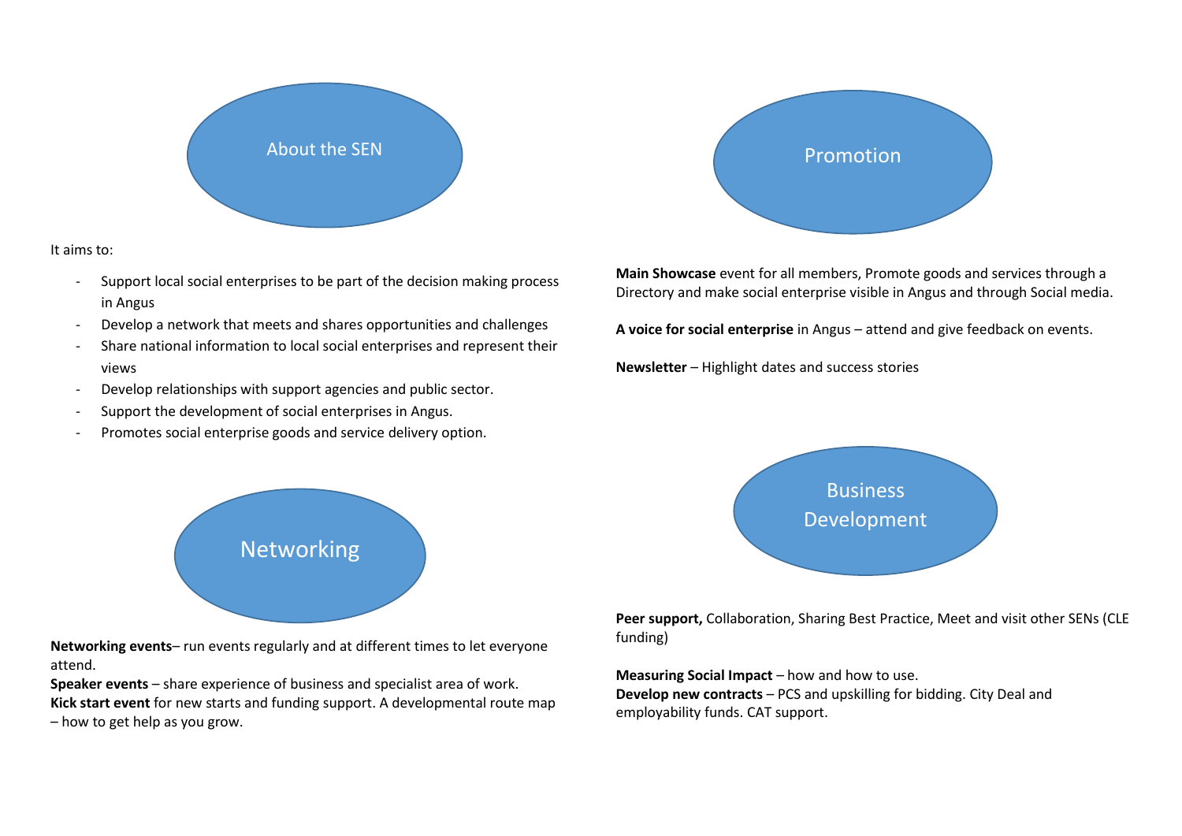## About the SEN

It aims to:

- Support local social enterprises to be part of the decision making process in Angus
- Develop a network that meets and shares opportunities and challenges
- Share national information to local social enterprises and represent their views
- Develop relationships with support agencies and public sector.
- Support the development of social enterprises in Angus.
- Promotes social enterprise goods and service delivery option.

## Networking

**Networking events**– run events regularly and at different times to let everyone attend.
**Speaker events** – share experience of business and specialist area of work.
**Kick start event** for new starts and funding support. A developmental route map – how to get help as you grow.

## Promotion

**Main Showcase** event for all members, Promote goods and services through a Directory and make social enterprise visible in Angus and through Social media.

**A voice for social enterprise** in Angus – attend and give feedback on events.

**Newsletter** – Highlight dates and success stories

## Business Development

**Peer support,** Collaboration, Sharing Best Practice, Meet and visit other SENs (CLE funding)

**Measuring Social Impact** – how and how to use.
**Develop new contracts** – PCS and upskilling for bidding. City Deal and employability funds. CAT support.